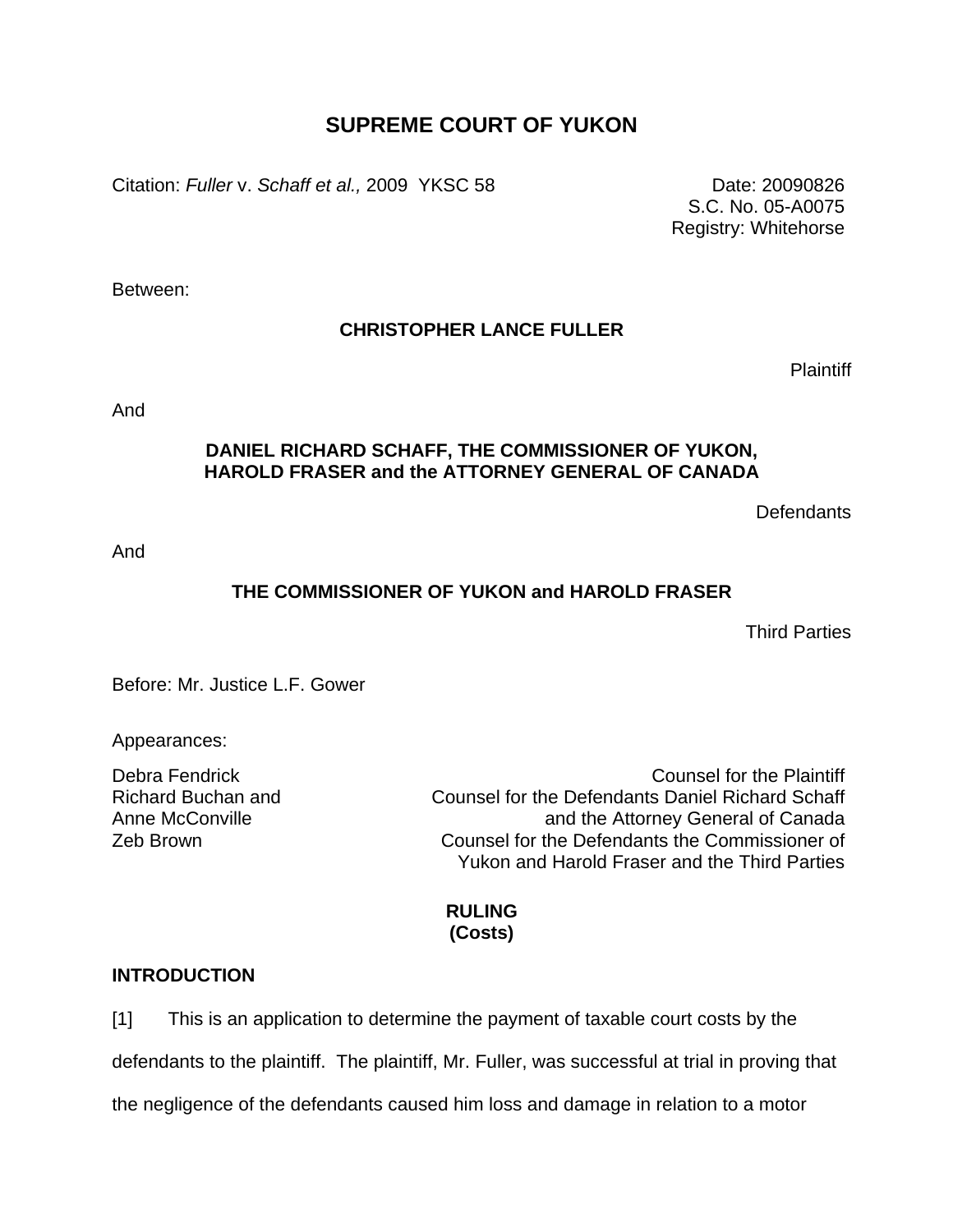# SUPREME COURT OF YUKON

Citation: *Fuller* v. *Schaff et al.,* 2009 YKSC 58

Date: 20090826
S.C. No. 05-A0075
Registry: Whitehorse

Between:

**CHRISTOPHER LANCE FULLER**

Plaintiff

And

**DANIEL RICHARD SCHAFF, THE COMMISSIONER OF YUKON, HAROLD FRASER and the ATTORNEY GENERAL OF CANADA**

Defendants

And

**THE COMMISSIONER OF YUKON and HAROLD FRASER**

Third Parties

Before: Mr. Justice L.F. Gower

Appearances:

Debra Fendrick — Counsel for the Plaintiff
Richard Buchan and Anne McConville — Counsel for the Defendants Daniel Richard Schaff and the Attorney General of Canada
Zeb Brown — Counsel for the Defendants the Commissioner of Yukon and Harold Fraser and the Third Parties

**RULING**
**(Costs)**

## INTRODUCTION

[1] This is an application to determine the payment of taxable court costs by the defendants to the plaintiff. The plaintiff, Mr. Fuller, was successful at trial in proving that the negligence of the defendants caused him loss and damage in relation to a motor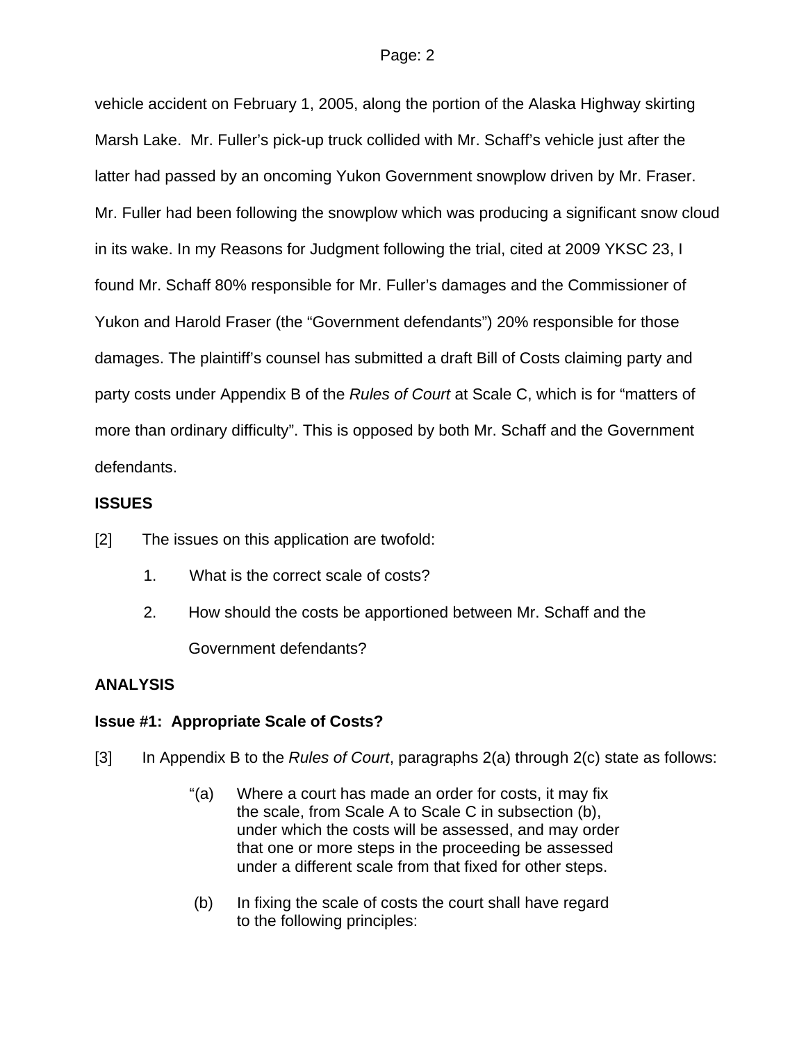vehicle accident on February 1, 2005, along the portion of the Alaska Highway skirting Marsh Lake. Mr. Fuller's pick-up truck collided with Mr. Schaff's vehicle just after the latter had passed by an oncoming Yukon Government snowplow driven by Mr. Fraser. Mr. Fuller had been following the snowplow which was producing a significant snow cloud in its wake. In my Reasons for Judgment following the trial, cited at 2009 YKSC 23, I found Mr. Schaff 80% responsible for Mr. Fuller's damages and the Commissioner of Yukon and Harold Fraser (the "Government defendants") 20% responsible for those damages. The plaintiff's counsel has submitted a draft Bill of Costs claiming party and party costs under Appendix B of the *Rules of Court* at Scale C, which is for "matters of more than ordinary difficulty". This is opposed by both Mr. Schaff and the Government defendants.

**ISSUES**

[2] The issues on this application are twofold:

1. What is the correct scale of costs?
2. How should the costs be apportioned between Mr. Schaff and the Government defendants?

**ANALYSIS**

**Issue #1: Appropriate Scale of Costs?**

[3] In Appendix B to the *Rules of Court*, paragraphs 2(a) through 2(c) state as follows:

> "(a) Where a court has made an order for costs, it may fix the scale, from Scale A to Scale C in subsection (b), under which the costs will be assessed, and may order that one or more steps in the proceeding be assessed under a different scale from that fixed for other steps.
>
> (b) In fixing the scale of costs the court shall have regard to the following principles: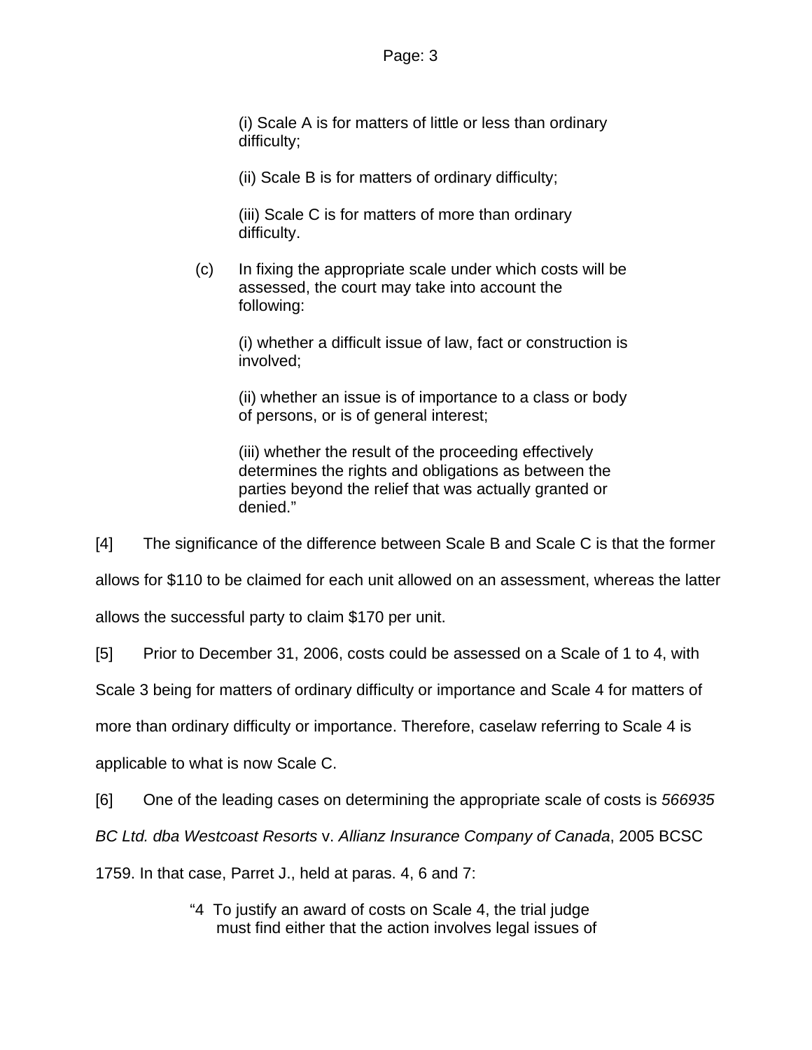> (i) Scale A is for matters of little or less than ordinary difficulty;
>
> (ii) Scale B is for matters of ordinary difficulty;
>
> (iii) Scale C is for matters of more than ordinary difficulty.
>
> (c) In fixing the appropriate scale under which costs will be assessed, the court may take into account the following:
>
> (i) whether a difficult issue of law, fact or construction is involved;
>
> (ii) whether an issue is of importance to a class or body of persons, or is of general interest;
>
> (iii) whether the result of the proceeding effectively determines the rights and obligations as between the parties beyond the relief that was actually granted or denied."

[4] The significance of the difference between Scale B and Scale C is that the former allows for $110 to be claimed for each unit allowed on an assessment, whereas the latter allows the successful party to claim $170 per unit.

[5] Prior to December 31, 2006, costs could be assessed on a Scale of 1 to 4, with Scale 3 being for matters of ordinary difficulty or importance and Scale 4 for matters of more than ordinary difficulty or importance. Therefore, caselaw referring to Scale 4 is applicable to what is now Scale C.

[6] One of the leading cases on determining the appropriate scale of costs is *566935 BC Ltd. dba Westcoast Resorts* v. *Allianz Insurance Company of Canada*, 2005 BCSC 1759. In that case, Parret J., held at paras. 4, 6 and 7:

> "4 To justify an award of costs on Scale 4, the trial judge must find either that the action involves legal issues of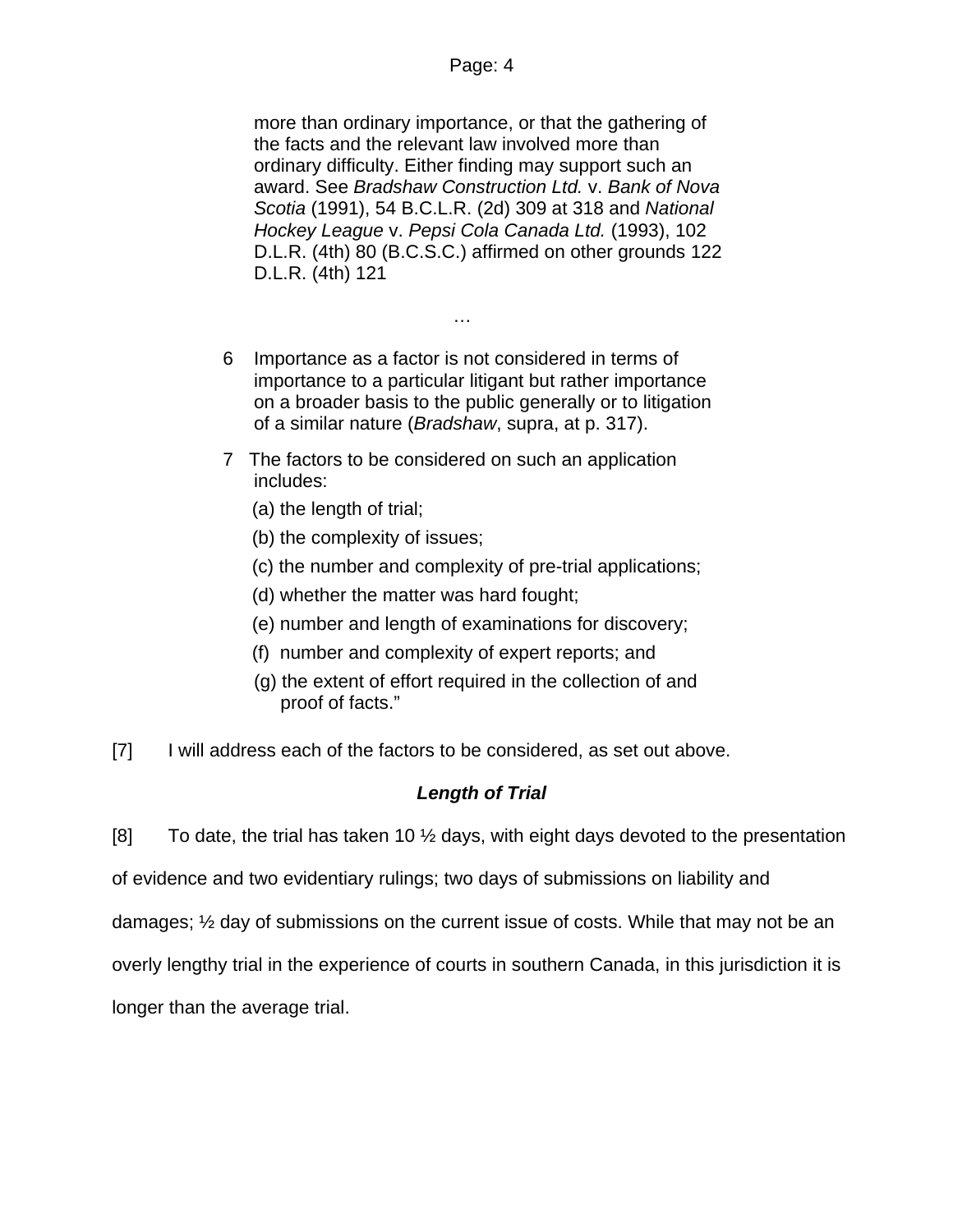> more than ordinary importance, or that the gathering of the facts and the relevant law involved more than ordinary difficulty. Either finding may support such an award. See *Bradshaw Construction Ltd.* v. *Bank of Nova Scotia* (1991), 54 B.C.L.R. (2d) 309 at 318 and *National Hockey League* v. *Pepsi Cola Canada Ltd.* (1993), 102 D.L.R. (4th) 80 (B.C.S.C.) affirmed on other grounds 122 D.L.R. (4th) 121
>
> …
>
> 6 Importance as a factor is not considered in terms of importance to a particular litigant but rather importance on a broader basis to the public generally or to litigation of a similar nature (*Bradshaw*, supra, at p. 317).
>
> 7 The factors to be considered on such an application includes:
>
> (a) the length of trial;
>
> (b) the complexity of issues;
>
> (c) the number and complexity of pre-trial applications;
>
> (d) whether the matter was hard fought;
>
> (e) number and length of examinations for discovery;
>
> (f) number and complexity of expert reports; and
>
> (g) the extent of effort required in the collection of and proof of facts."

[7] I will address each of the factors to be considered, as set out above.

### ***Length of Trial***

[8] To date, the trial has taken 10 ½ days, with eight days devoted to the presentation of evidence and two evidentiary rulings; two days of submissions on liability and damages; ½ day of submissions on the current issue of costs. While that may not be an overly lengthy trial in the experience of courts in southern Canada, in this jurisdiction it is longer than the average trial.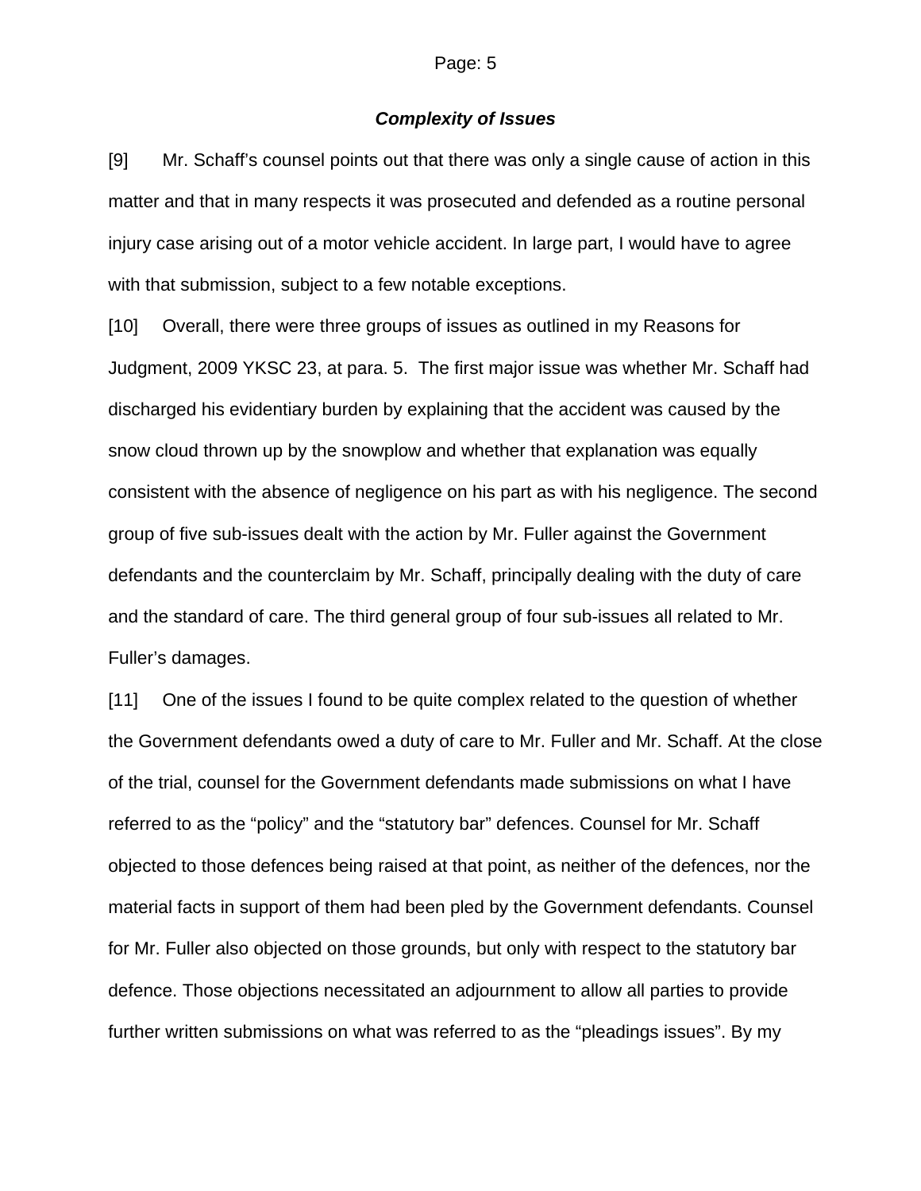### *Complexity of Issues*

[9] Mr. Schaff's counsel points out that there was only a single cause of action in this matter and that in many respects it was prosecuted and defended as a routine personal injury case arising out of a motor vehicle accident. In large part, I would have to agree with that submission, subject to a few notable exceptions.

[10] Overall, there were three groups of issues as outlined in my Reasons for Judgment, 2009 YKSC 23, at para. 5. The first major issue was whether Mr. Schaff had discharged his evidentiary burden by explaining that the accident was caused by the snow cloud thrown up by the snowplow and whether that explanation was equally consistent with the absence of negligence on his part as with his negligence. The second group of five sub-issues dealt with the action by Mr. Fuller against the Government defendants and the counterclaim by Mr. Schaff, principally dealing with the duty of care and the standard of care. The third general group of four sub-issues all related to Mr. Fuller's damages.

[11] One of the issues I found to be quite complex related to the question of whether the Government defendants owed a duty of care to Mr. Fuller and Mr. Schaff. At the close of the trial, counsel for the Government defendants made submissions on what I have referred to as the "policy" and the "statutory bar" defences. Counsel for Mr. Schaff objected to those defences being raised at that point, as neither of the defences, nor the material facts in support of them had been pled by the Government defendants. Counsel for Mr. Fuller also objected on those grounds, but only with respect to the statutory bar defence. Those objections necessitated an adjournment to allow all parties to provide further written submissions on what was referred to as the "pleadings issues". By my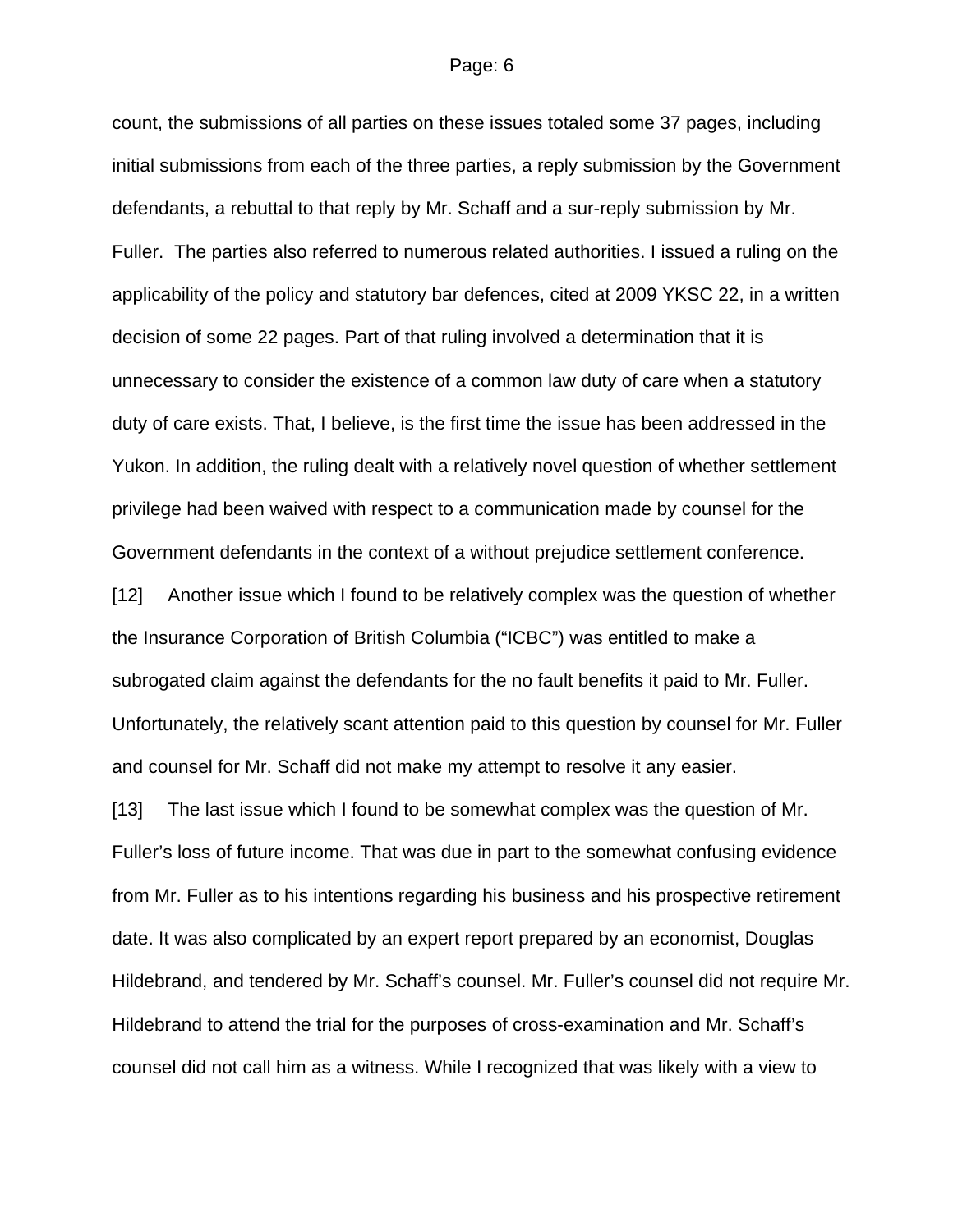count, the submissions of all parties on these issues totaled some 37 pages, including initial submissions from each of the three parties, a reply submission by the Government defendants, a rebuttal to that reply by Mr. Schaff and a sur-reply submission by Mr. Fuller. The parties also referred to numerous related authorities. I issued a ruling on the applicability of the policy and statutory bar defences, cited at 2009 YKSC 22, in a written decision of some 22 pages. Part of that ruling involved a determination that it is unnecessary to consider the existence of a common law duty of care when a statutory duty of care exists. That, I believe, is the first time the issue has been addressed in the Yukon. In addition, the ruling dealt with a relatively novel question of whether settlement privilege had been waived with respect to a communication made by counsel for the Government defendants in the context of a without prejudice settlement conference.

[12] Another issue which I found to be relatively complex was the question of whether the Insurance Corporation of British Columbia ("ICBC") was entitled to make a subrogated claim against the defendants for the no fault benefits it paid to Mr. Fuller. Unfortunately, the relatively scant attention paid to this question by counsel for Mr. Fuller and counsel for Mr. Schaff did not make my attempt to resolve it any easier.

[13] The last issue which I found to be somewhat complex was the question of Mr. Fuller's loss of future income. That was due in part to the somewhat confusing evidence from Mr. Fuller as to his intentions regarding his business and his prospective retirement date. It was also complicated by an expert report prepared by an economist, Douglas Hildebrand, and tendered by Mr. Schaff's counsel. Mr. Fuller's counsel did not require Mr. Hildebrand to attend the trial for the purposes of cross-examination and Mr. Schaff's counsel did not call him as a witness. While I recognized that was likely with a view to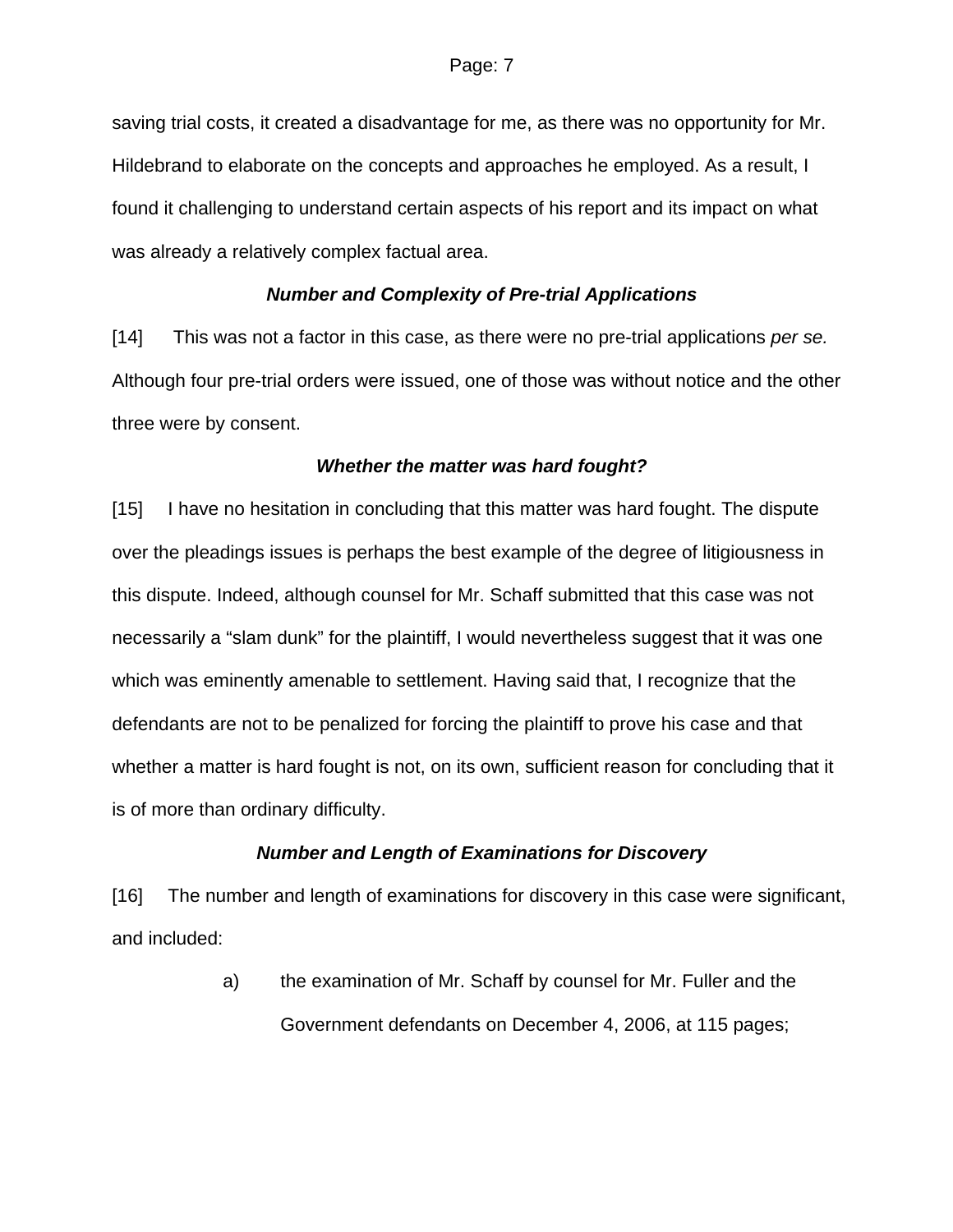saving trial costs, it created a disadvantage for me, as there was no opportunity for Mr. Hildebrand to elaborate on the concepts and approaches he employed. As a result, I found it challenging to understand certain aspects of his report and its impact on what was already a relatively complex factual area.

### *Number and Complexity of Pre-trial Applications*

[14] This was not a factor in this case, as there were no pre-trial applications *per se.* Although four pre-trial orders were issued, one of those was without notice and the other three were by consent.

### *Whether the matter was hard fought?*

[15] I have no hesitation in concluding that this matter was hard fought. The dispute over the pleadings issues is perhaps the best example of the degree of litigiousness in this dispute. Indeed, although counsel for Mr. Schaff submitted that this case was not necessarily a "slam dunk" for the plaintiff, I would nevertheless suggest that it was one which was eminently amenable to settlement. Having said that, I recognize that the defendants are not to be penalized for forcing the plaintiff to prove his case and that whether a matter is hard fought is not, on its own, sufficient reason for concluding that it is of more than ordinary difficulty.

### *Number and Length of Examinations for Discovery*

[16] The number and length of examinations for discovery in this case were significant, and included:

a) the examination of Mr. Schaff by counsel for Mr. Fuller and the Government defendants on December 4, 2006, at 115 pages;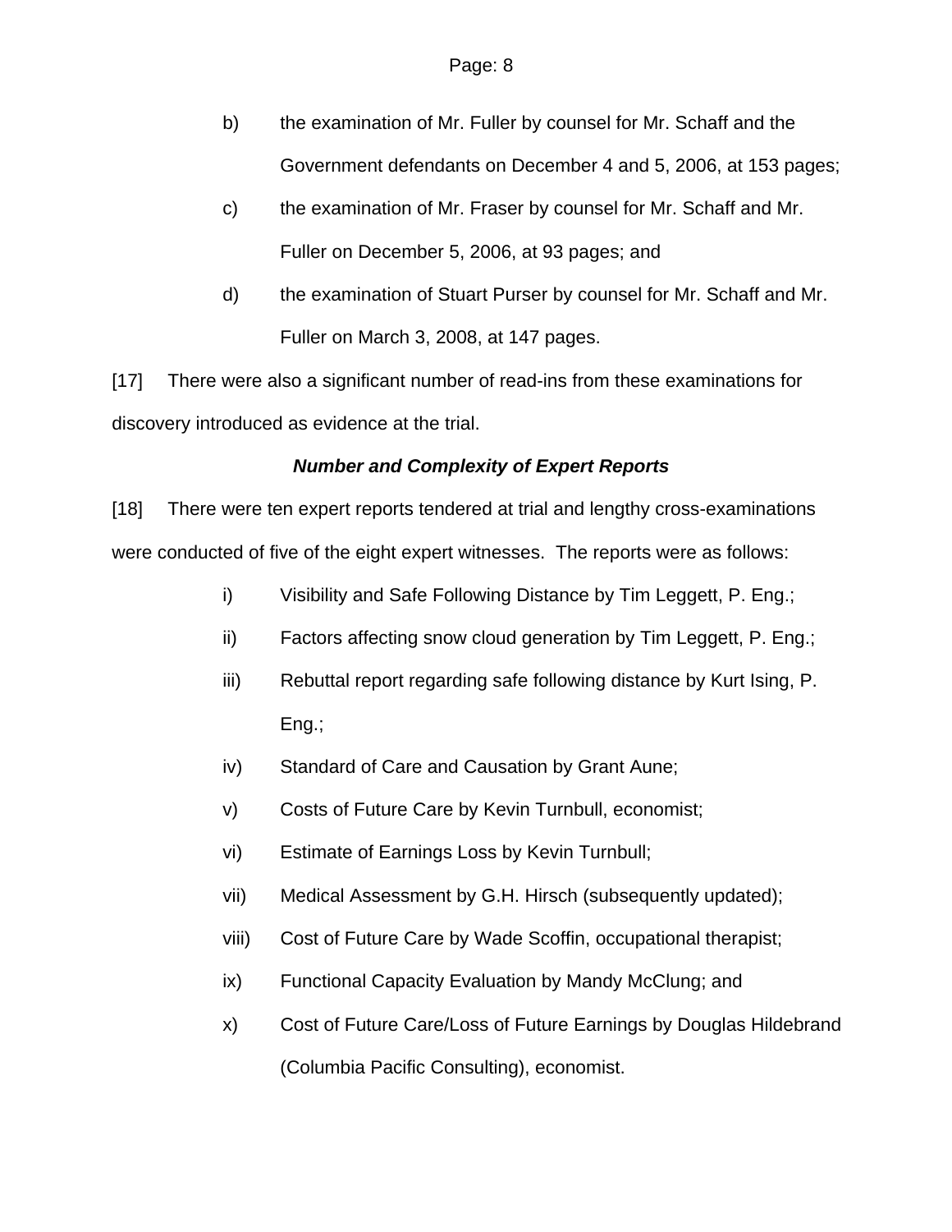b) the examination of Mr. Fuller by counsel for Mr. Schaff and the Government defendants on December 4 and 5, 2006, at 153 pages;

c) the examination of Mr. Fraser by counsel for Mr. Schaff and Mr. Fuller on December 5, 2006, at 93 pages; and

d) the examination of Stuart Purser by counsel for Mr. Schaff and Mr. Fuller on March 3, 2008, at 147 pages.

[17] There were also a significant number of read-ins from these examinations for discovery introduced as evidence at the trial.

***Number and Complexity of Expert Reports***

[18] There were ten expert reports tendered at trial and lengthy cross-examinations were conducted of five of the eight expert witnesses. The reports were as follows:

i) Visibility and Safe Following Distance by Tim Leggett, P. Eng.;

ii) Factors affecting snow cloud generation by Tim Leggett, P. Eng.;

iii) Rebuttal report regarding safe following distance by Kurt Ising, P. Eng.;

iv) Standard of Care and Causation by Grant Aune;

v) Costs of Future Care by Kevin Turnbull, economist;

vi) Estimate of Earnings Loss by Kevin Turnbull;

vii) Medical Assessment by G.H. Hirsch (subsequently updated);

viii) Cost of Future Care by Wade Scoffin, occupational therapist;

ix) Functional Capacity Evaluation by Mandy McClung; and

x) Cost of Future Care/Loss of Future Earnings by Douglas Hildebrand (Columbia Pacific Consulting), economist.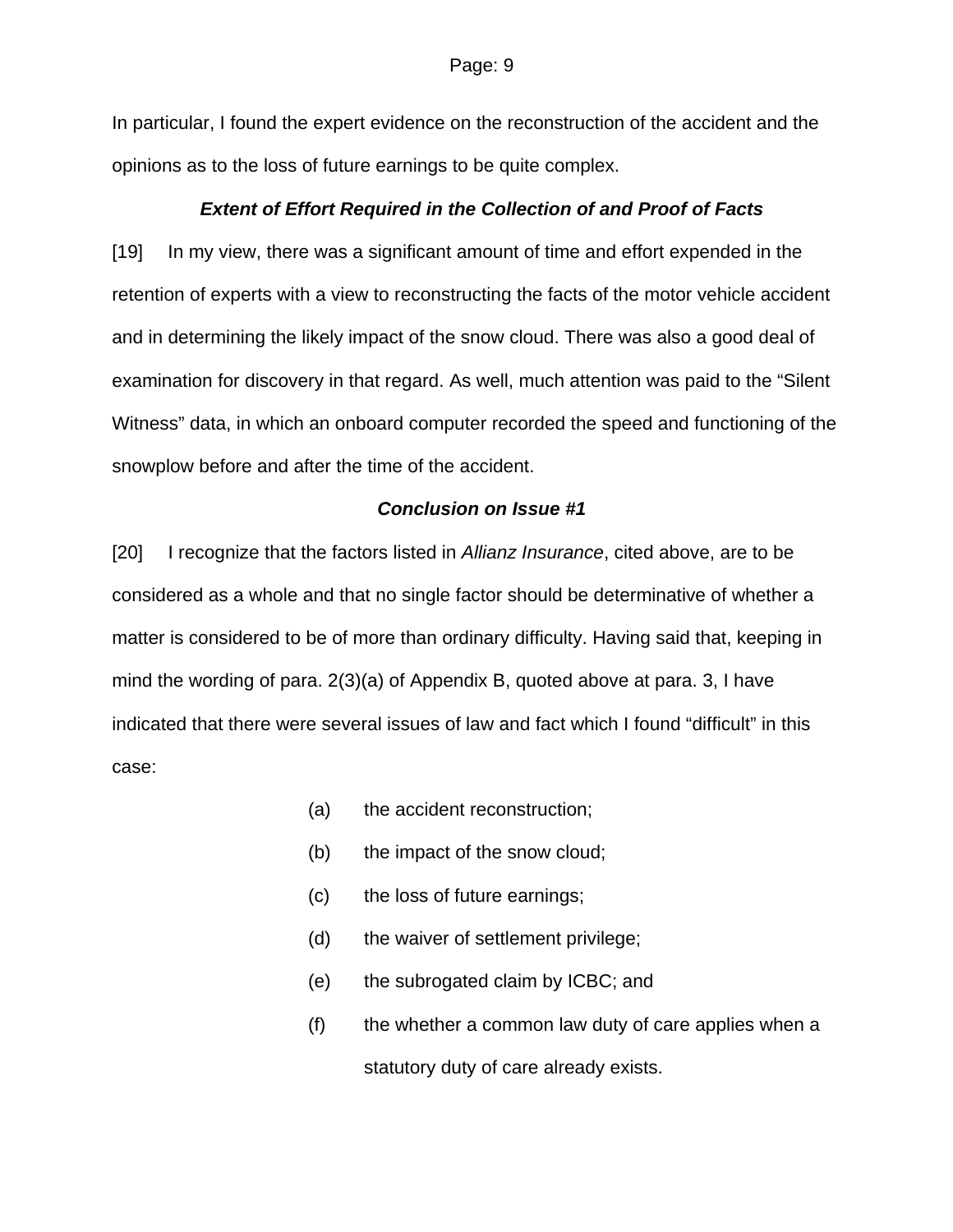In particular, I found the expert evidence on the reconstruction of the accident and the opinions as to the loss of future earnings to be quite complex.

### ***Extent of Effort Required in the Collection of and Proof of Facts***

[19] In my view, there was a significant amount of time and effort expended in the retention of experts with a view to reconstructing the facts of the motor vehicle accident and in determining the likely impact of the snow cloud. There was also a good deal of examination for discovery in that regard. As well, much attention was paid to the "Silent Witness" data, in which an onboard computer recorded the speed and functioning of the snowplow before and after the time of the accident.

### ***Conclusion on Issue #1***

[20] I recognize that the factors listed in *Allianz Insurance*, cited above, are to be considered as a whole and that no single factor should be determinative of whether a matter is considered to be of more than ordinary difficulty. Having said that, keeping in mind the wording of para. 2(3)(a) of Appendix B, quoted above at para. 3, I have indicated that there were several issues of law and fact which I found "difficult" in this case:

(a) the accident reconstruction;

(b) the impact of the snow cloud;

(c) the loss of future earnings;

(d) the waiver of settlement privilege;

(e) the subrogated claim by ICBC; and

(f) the whether a common law duty of care applies when a statutory duty of care already exists.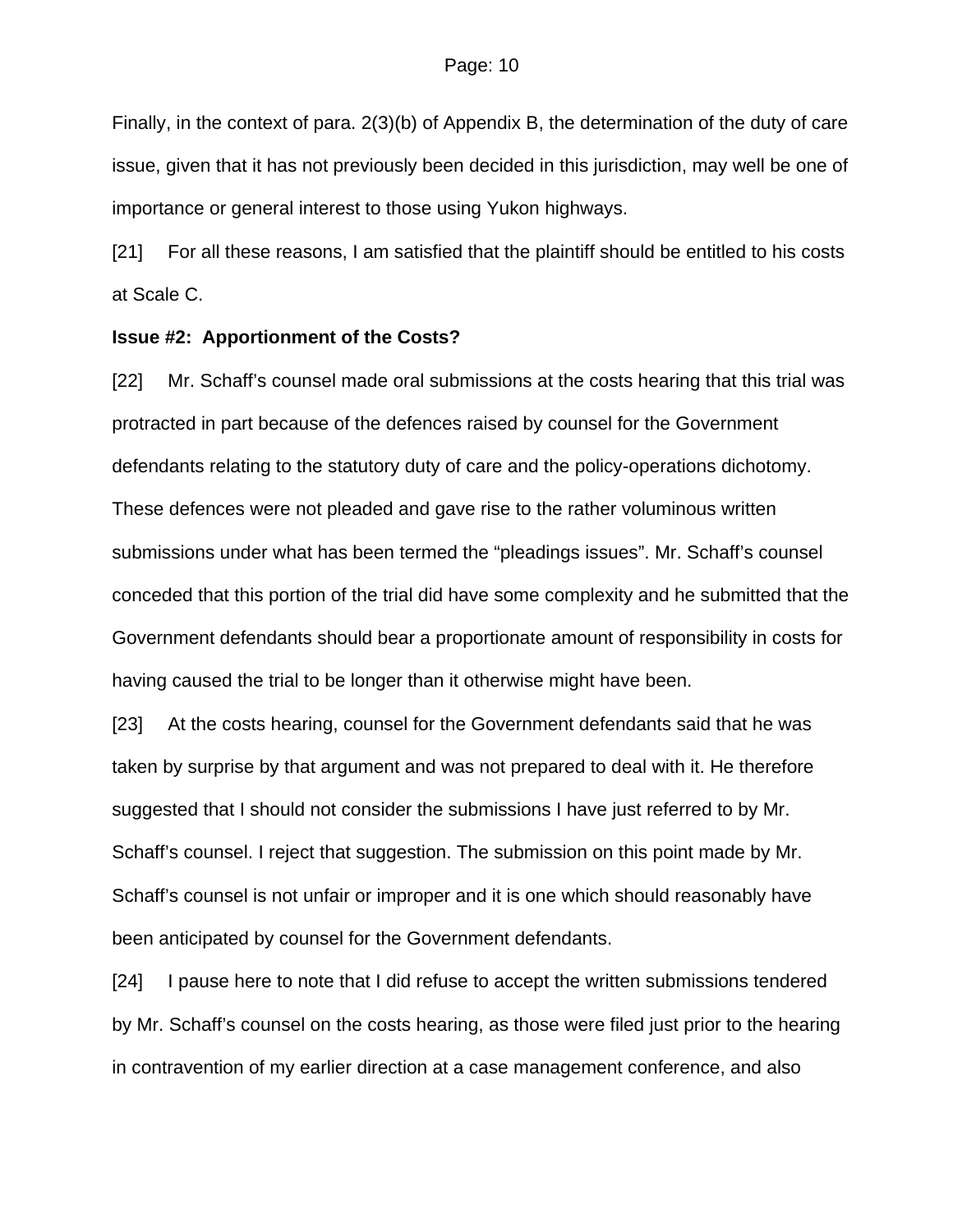Finally, in the context of para. 2(3)(b) of Appendix B, the determination of the duty of care issue, given that it has not previously been decided in this jurisdiction, may well be one of importance or general interest to those using Yukon highways.

[21] For all these reasons, I am satisfied that the plaintiff should be entitled to his costs at Scale C.

**Issue #2: Apportionment of the Costs?**

[22] Mr. Schaff's counsel made oral submissions at the costs hearing that this trial was protracted in part because of the defences raised by counsel for the Government defendants relating to the statutory duty of care and the policy-operations dichotomy. These defences were not pleaded and gave rise to the rather voluminous written submissions under what has been termed the "pleadings issues". Mr. Schaff's counsel conceded that this portion of the trial did have some complexity and he submitted that the Government defendants should bear a proportionate amount of responsibility in costs for having caused the trial to be longer than it otherwise might have been.

[23] At the costs hearing, counsel for the Government defendants said that he was taken by surprise by that argument and was not prepared to deal with it. He therefore suggested that I should not consider the submissions I have just referred to by Mr. Schaff's counsel. I reject that suggestion. The submission on this point made by Mr. Schaff's counsel is not unfair or improper and it is one which should reasonably have been anticipated by counsel for the Government defendants.

[24] I pause here to note that I did refuse to accept the written submissions tendered by Mr. Schaff's counsel on the costs hearing, as those were filed just prior to the hearing in contravention of my earlier direction at a case management conference, and also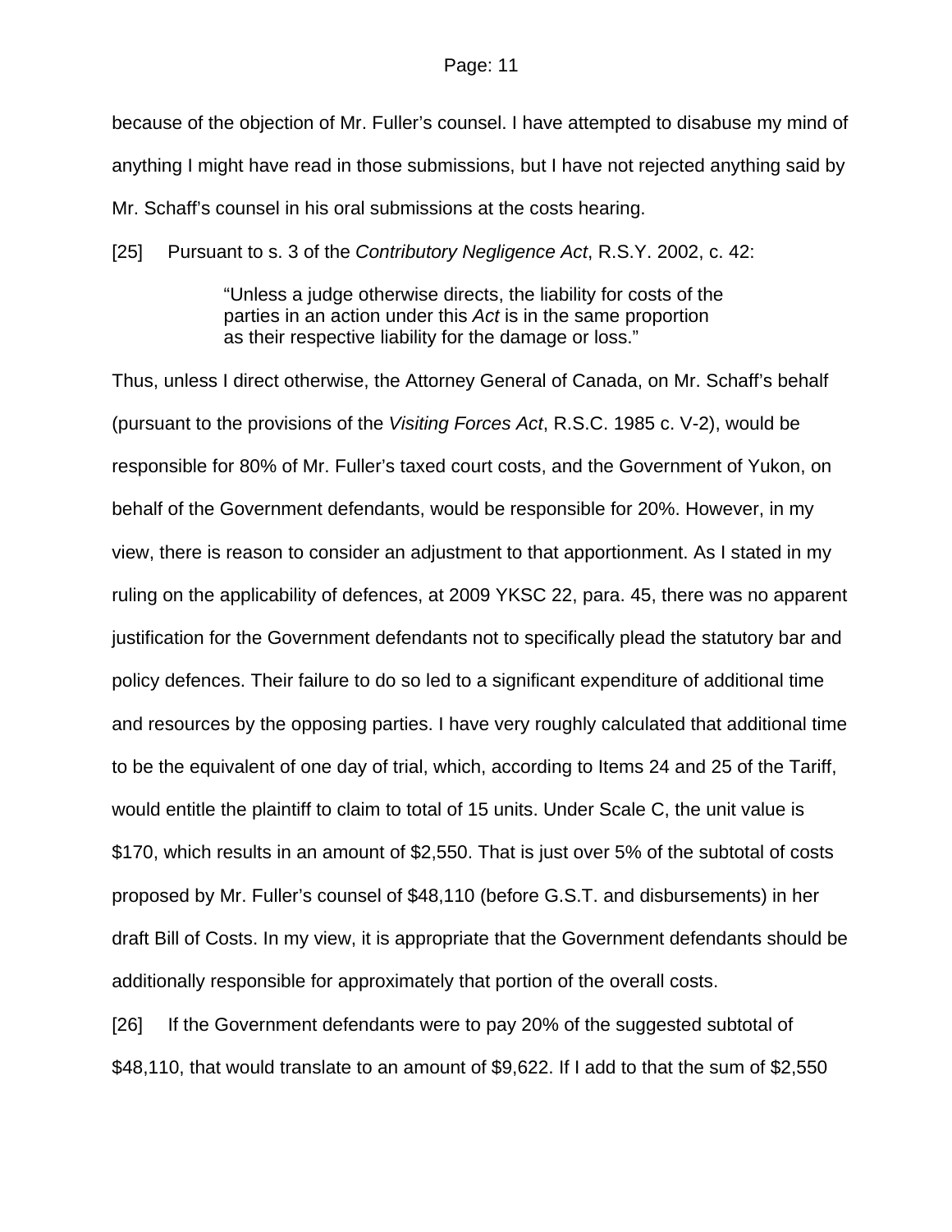because of the objection of Mr. Fuller's counsel. I have attempted to disabuse my mind of anything I might have read in those submissions, but I have not rejected anything said by Mr. Schaff's counsel in his oral submissions at the costs hearing.

[25] Pursuant to s. 3 of the *Contributory Negligence Act*, R.S.Y. 2002, c. 42:

> "Unless a judge otherwise directs, the liability for costs of the parties in an action under this *Act* is in the same proportion as their respective liability for the damage or loss."

Thus, unless I direct otherwise, the Attorney General of Canada, on Mr. Schaff's behalf (pursuant to the provisions of the *Visiting Forces Act*, R.S.C. 1985 c. V-2), would be responsible for 80% of Mr. Fuller's taxed court costs, and the Government of Yukon, on behalf of the Government defendants, would be responsible for 20%. However, in my view, there is reason to consider an adjustment to that apportionment. As I stated in my ruling on the applicability of defences, at 2009 YKSC 22, para. 45, there was no apparent justification for the Government defendants not to specifically plead the statutory bar and policy defences. Their failure to do so led to a significant expenditure of additional time and resources by the opposing parties. I have very roughly calculated that additional time to be the equivalent of one day of trial, which, according to Items 24 and 25 of the Tariff, would entitle the plaintiff to claim to total of 15 units. Under Scale C, the unit value is $170, which results in an amount of $2,550. That is just over 5% of the subtotal of costs proposed by Mr. Fuller's counsel of $48,110 (before G.S.T. and disbursements) in her draft Bill of Costs. In my view, it is appropriate that the Government defendants should be additionally responsible for approximately that portion of the overall costs.

[26] If the Government defendants were to pay 20% of the suggested subtotal of $48,110, that would translate to an amount of $9,622. If I add to that the sum of $2,550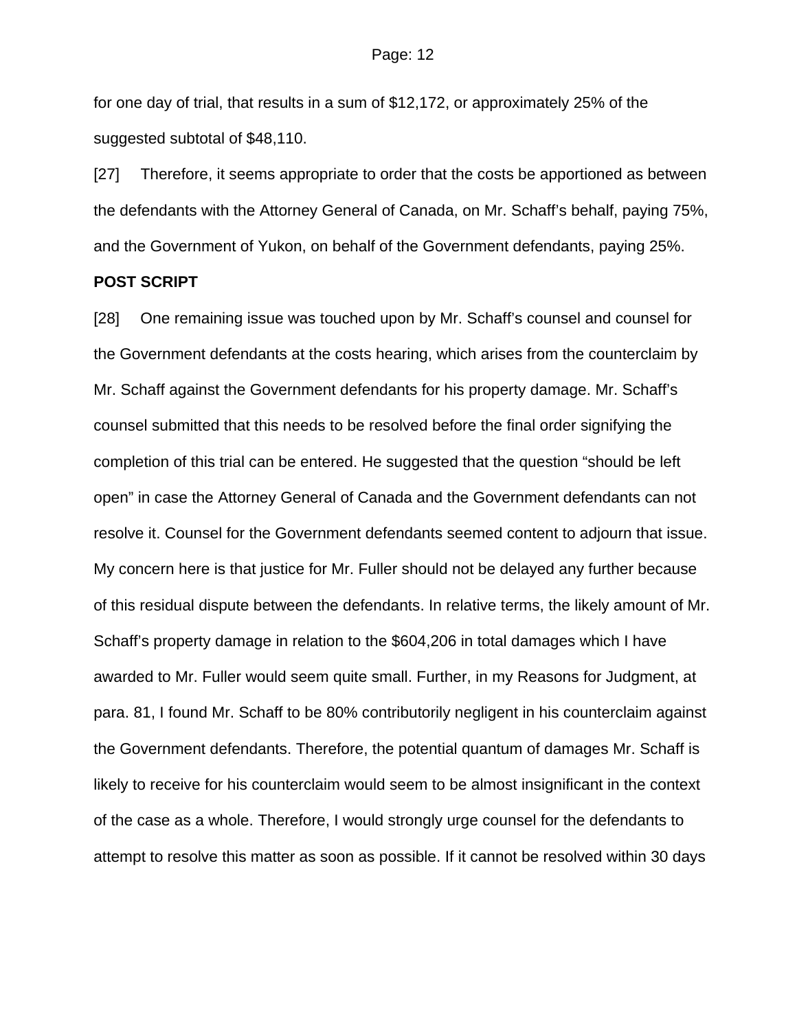for one day of trial, that results in a sum of $12,172, or approximately 25% of the suggested subtotal of $48,110.

[27] Therefore, it seems appropriate to order that the costs be apportioned as between the defendants with the Attorney General of Canada, on Mr. Schaff's behalf, paying 75%, and the Government of Yukon, on behalf of the Government defendants, paying 25%.

**POST SCRIPT**

[28] One remaining issue was touched upon by Mr. Schaff's counsel and counsel for the Government defendants at the costs hearing, which arises from the counterclaim by Mr. Schaff against the Government defendants for his property damage. Mr. Schaff's counsel submitted that this needs to be resolved before the final order signifying the completion of this trial can be entered. He suggested that the question "should be left open" in case the Attorney General of Canada and the Government defendants can not resolve it. Counsel for the Government defendants seemed content to adjourn that issue. My concern here is that justice for Mr. Fuller should not be delayed any further because of this residual dispute between the defendants. In relative terms, the likely amount of Mr. Schaff's property damage in relation to the $604,206 in total damages which I have awarded to Mr. Fuller would seem quite small. Further, in my Reasons for Judgment, at para. 81, I found Mr. Schaff to be 80% contributorily negligent in his counterclaim against the Government defendants. Therefore, the potential quantum of damages Mr. Schaff is likely to receive for his counterclaim would seem to be almost insignificant in the context of the case as a whole. Therefore, I would strongly urge counsel for the defendants to attempt to resolve this matter as soon as possible. If it cannot be resolved within 30 days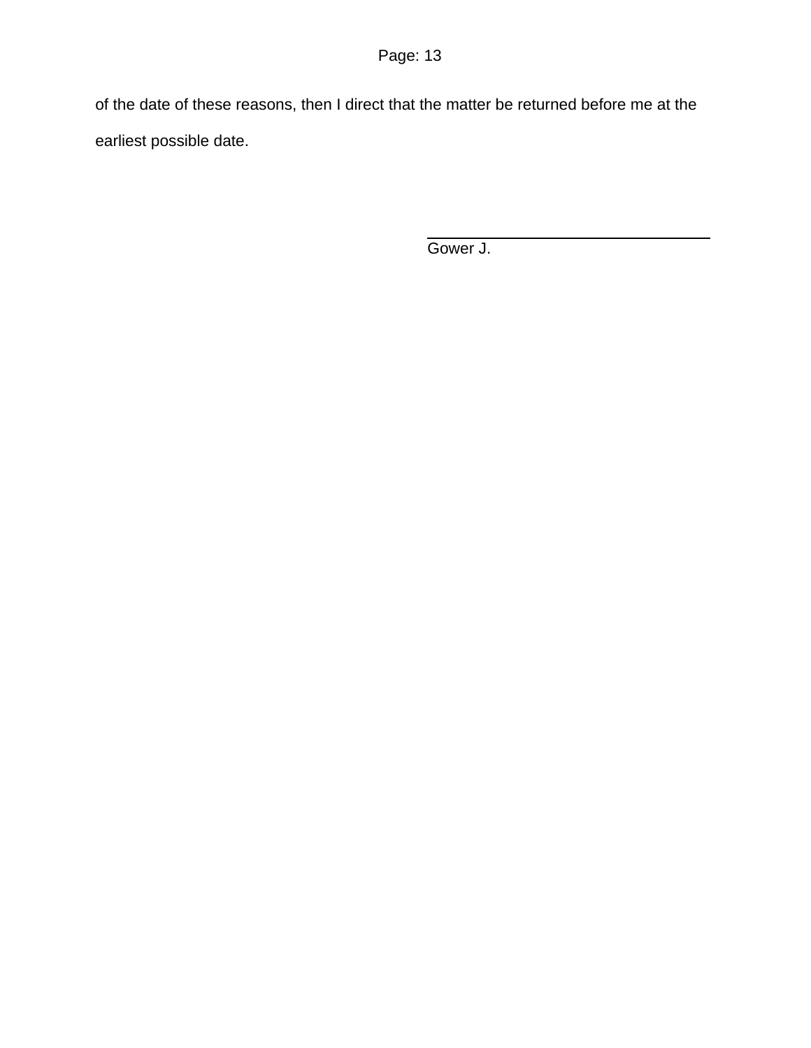of the date of these reasons, then I direct that the matter be returned before me at the earliest possible date.

Gower J.